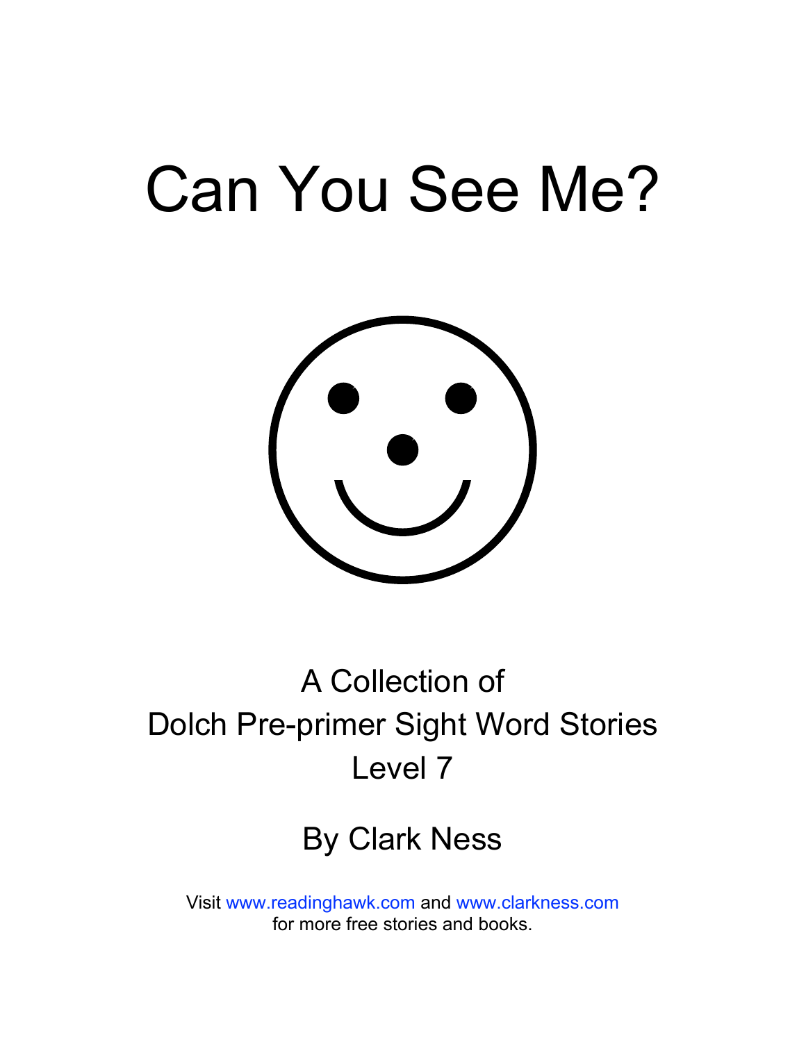# Can You See Me?

A Collection of
Dolch Pre-primer Sight Word Stories
Level 7

By Clark Ness

Visit www.readinghawk.com and www.clarkness.com
for more free stories and books.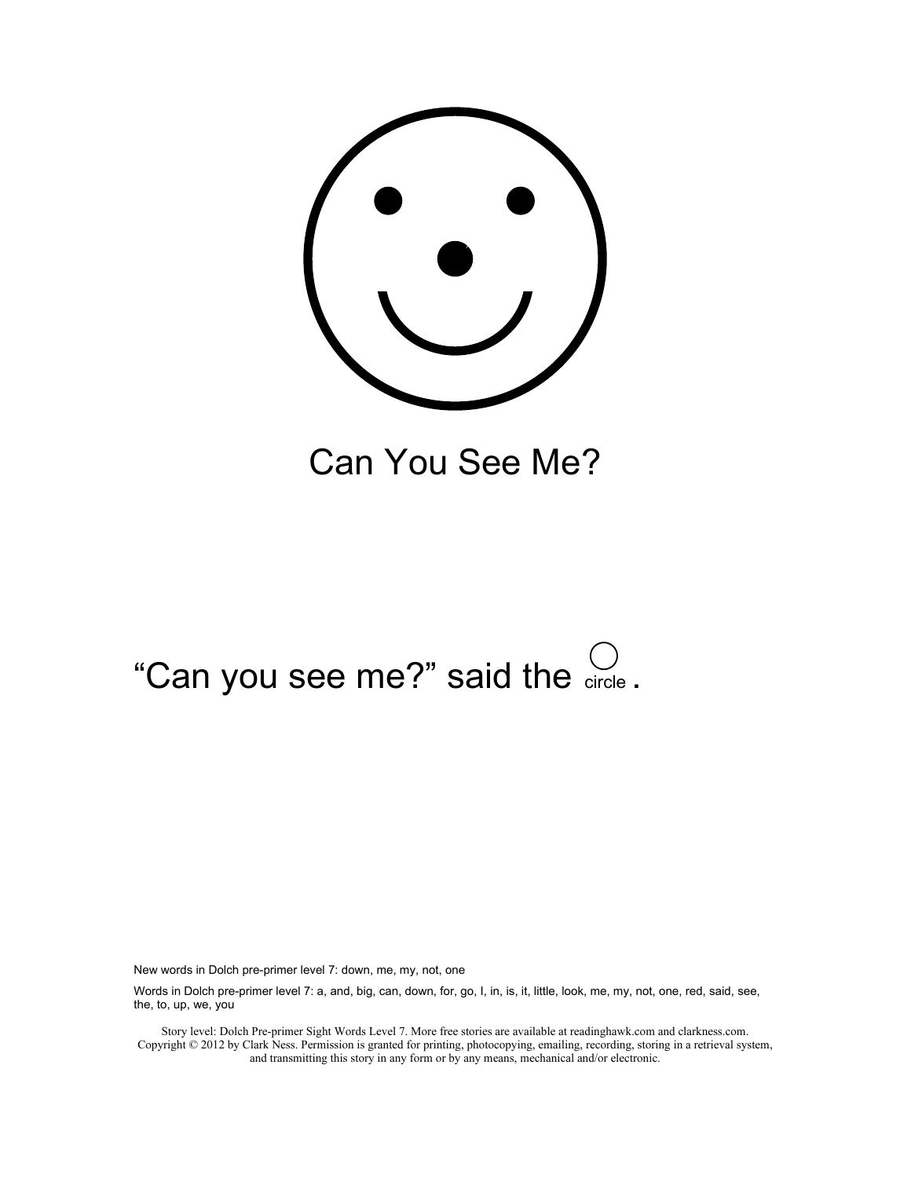# Can You See Me?

"Can you see me?" said the circle.

New words in Dolch pre-primer level 7: down, me, my, not, one

Words in Dolch pre-primer level 7: a, and, big, can, down, for, go, I, in, is, it, little, look, me, my, not, one, red, said, see, the, to, up, we, you

Story level: Dolch Pre-primer Sight Words Level 7. More free stories are available at readinghawk.com and clarkness.com. Copyright © 2012 by Clark Ness. Permission is granted for printing, photocopying, emailing, recording, storing in a retrieval system, and transmitting this story in any form or by any means, mechanical and/or electronic.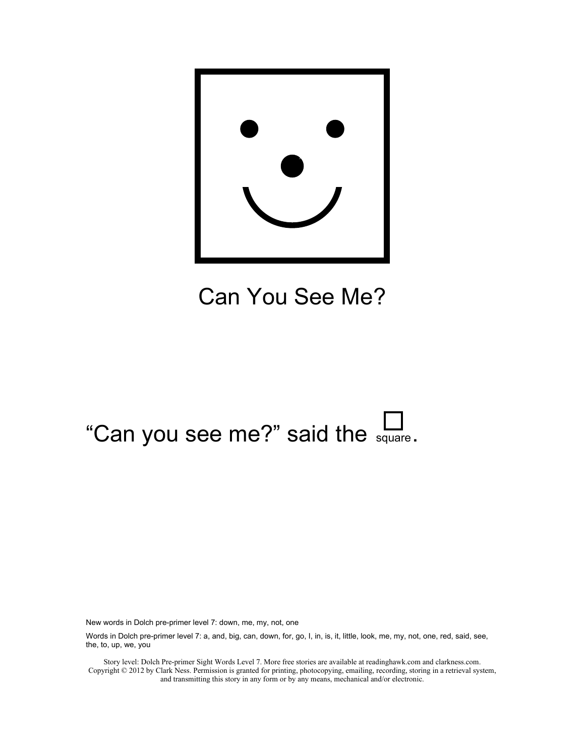Can You See Me?

"Can you see me?" said the square.

New words in Dolch pre-primer level 7: down, me, my, not, one

Words in Dolch pre-primer level 7: a, and, big, can, down, for, go, I, in, is, it, little, look, me, my, not, one, red, said, see, the, to, up, we, you

Story level: Dolch Pre-primer Sight Words Level 7. More free stories are available at readinghawk.com and clarkness.com. Copyright © 2012 by Clark Ness. Permission is granted for printing, photocopying, emailing, recording, storing in a retrieval system, and transmitting this story in any form or by any means, mechanical and/or electronic.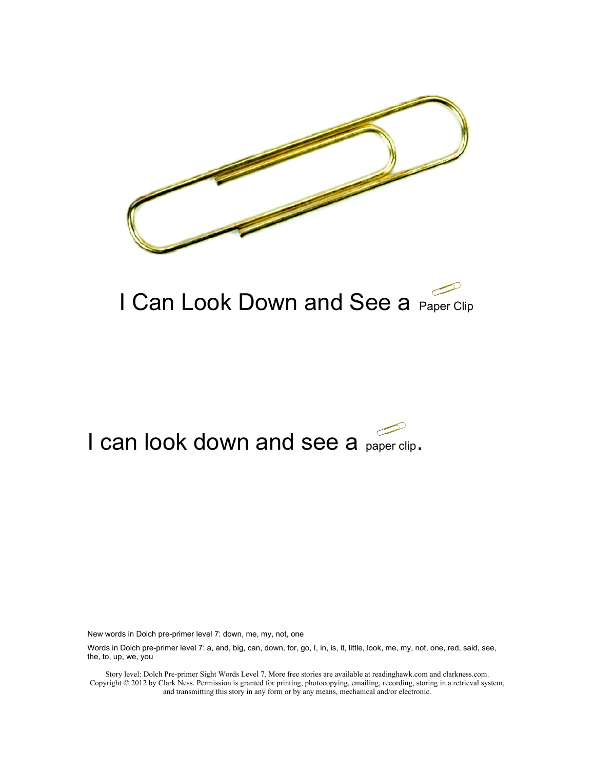# I Can Look Down and See a Paper Clip

I can look down and see a paper clip.

New words in Dolch pre-primer level 7: down, me, my, not, one

Words in Dolch pre-primer level 7: a, and, big, can, down, for, go, I, in, is, it, little, look, me, my, not, one, red, said, see, the, to, up, we, you

Story level: Dolch Pre-primer Sight Words Level 7. More free stories are available at readinghawk.com and clarkness.com. Copyright © 2012 by Clark Ness. Permission is granted for printing, photocopying, emailing, recording, storing in a retrieval system, and transmitting this story in any form or by any means, mechanical and/or electronic.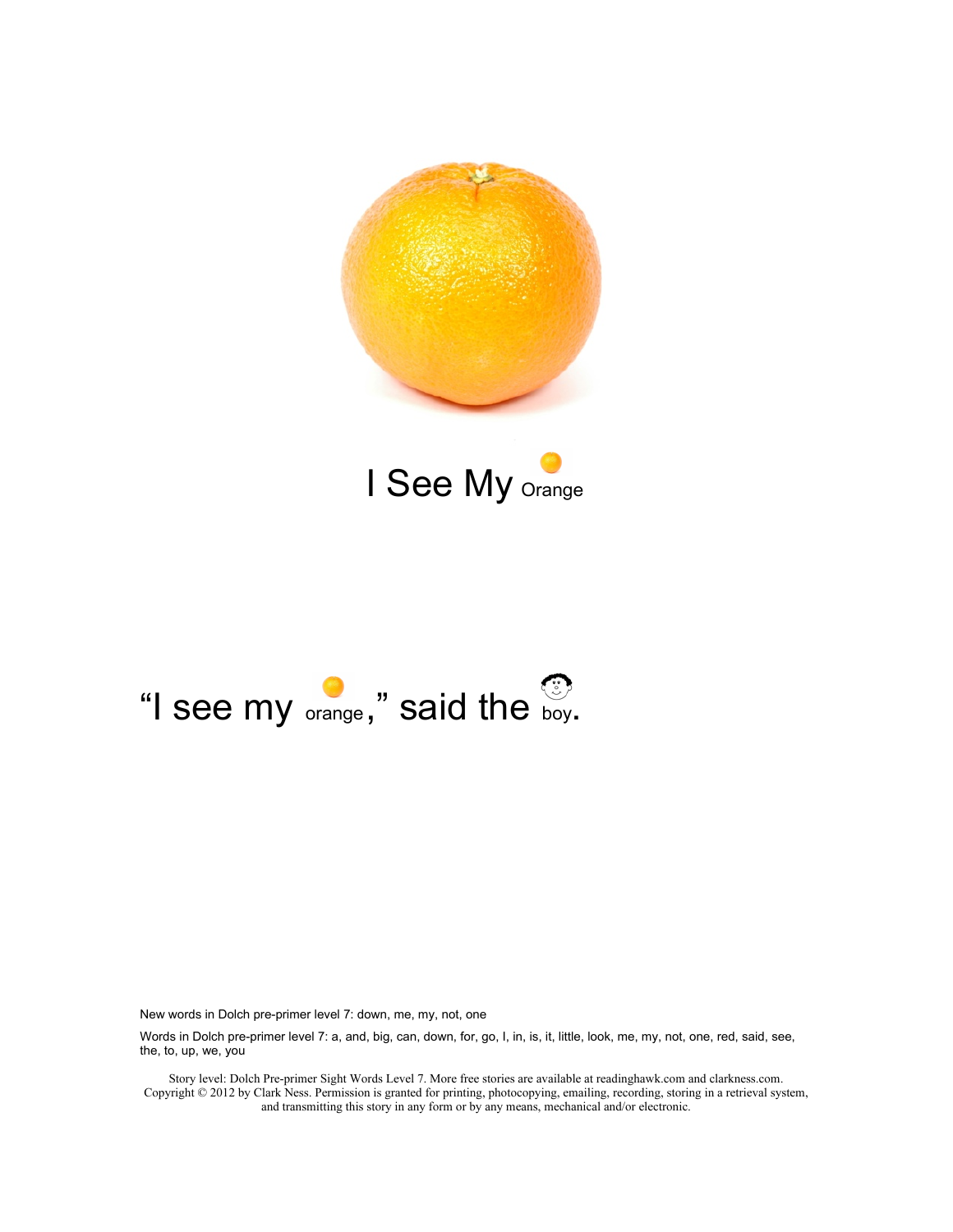# I See My Orange

"I see my orange," said the boy.

New words in Dolch pre-primer level 7: down, me, my, not, one

Words in Dolch pre-primer level 7: a, and, big, can, down, for, go, I, in, is, it, little, look, me, my, not, one, red, said, see, the, to, up, we, you

Story level: Dolch Pre-primer Sight Words Level 7. More free stories are available at readinghawk.com and clarkness.com. Copyright © 2012 by Clark Ness. Permission is granted for printing, photocopying, emailing, recording, storing in a retrieval system, and transmitting this story in any form or by any means, mechanical and/or electronic.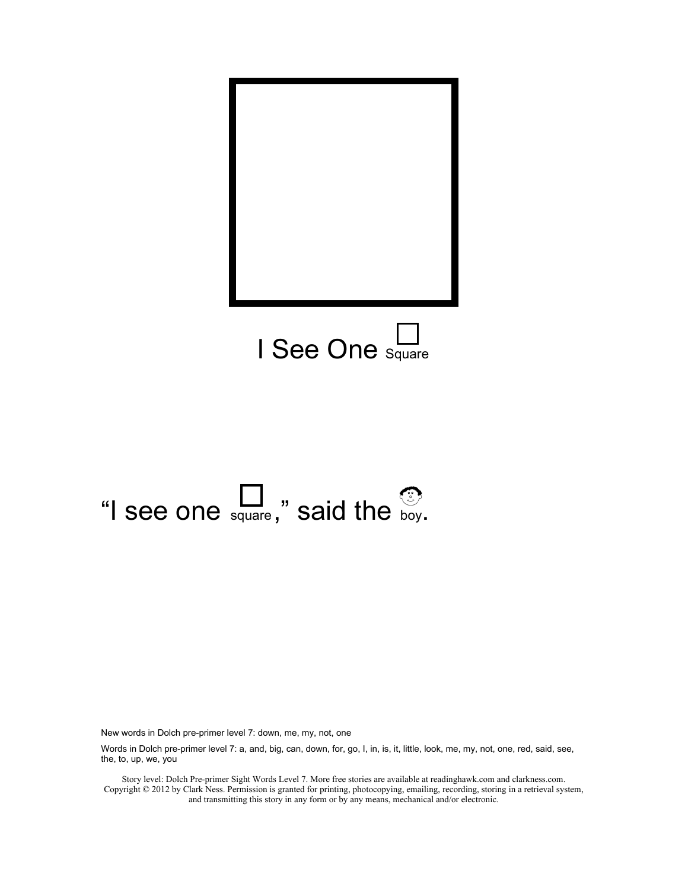I See One Square

"I see one square," said the boy.

New words in Dolch pre-primer level 7: down, me, my, not, one

Words in Dolch pre-primer level 7: a, and, big, can, down, for, go, I, in, is, it, little, look, me, my, not, one, red, said, see, the, to, up, we, you

Story level: Dolch Pre-primer Sight Words Level 7. More free stories are available at readinghawk.com and clarkness.com. Copyright © 2012 by Clark Ness. Permission is granted for printing, photocopying, emailing, recording, storing in a retrieval system, and transmitting this story in any form or by any means, mechanical and/or electronic.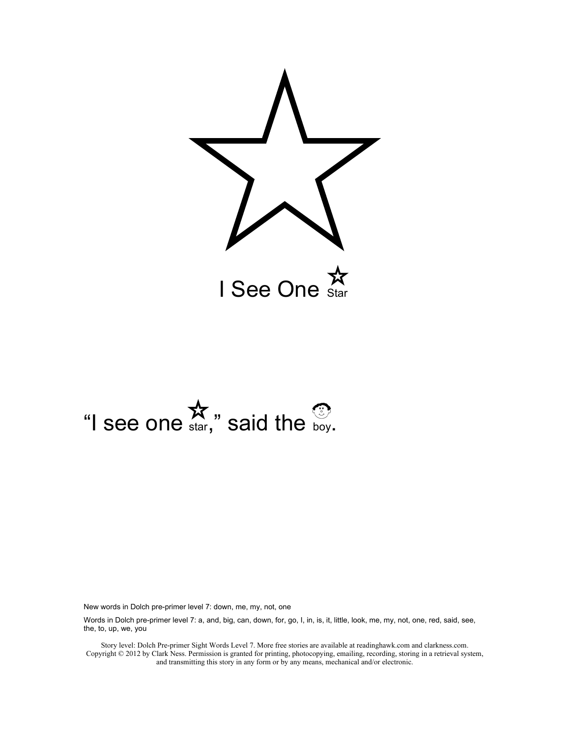# I See One Star

"I see one star," said the boy.

New words in Dolch pre-primer level 7: down, me, my, not, one

Words in Dolch pre-primer level 7: a, and, big, can, down, for, go, I, in, is, it, little, look, me, my, not, one, red, said, see, the, to, up, we, you

Story level: Dolch Pre-primer Sight Words Level 7. More free stories are available at readinghawk.com and clarkness.com. Copyright © 2012 by Clark Ness. Permission is granted for printing, photocopying, emailing, recording, storing in a retrieval system, and transmitting this story in any form or by any means, mechanical and/or electronic.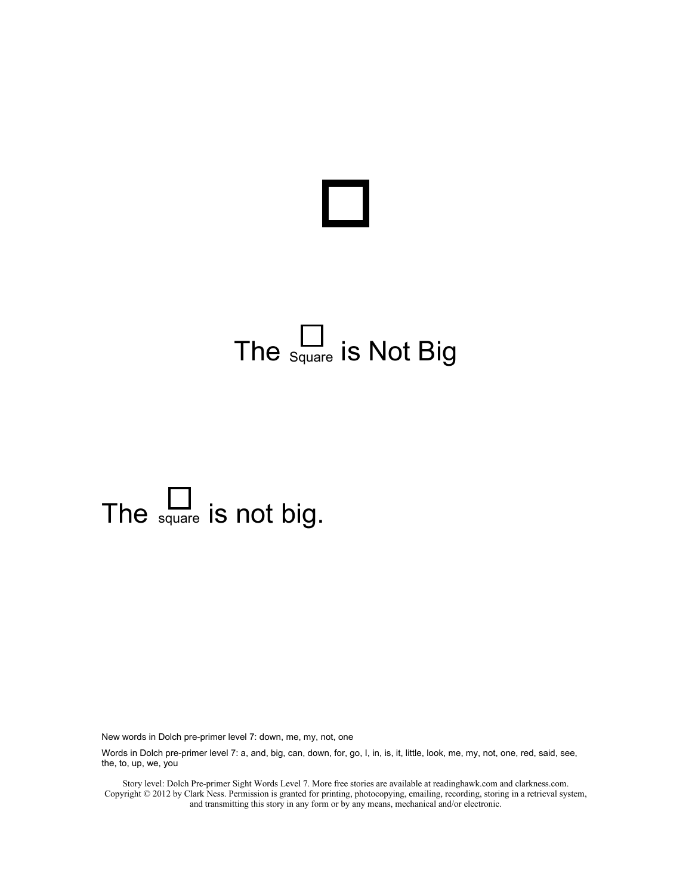# The Square is Not Big

The square is not big.

New words in Dolch pre-primer level 7: down, me, my, not, one

Words in Dolch pre-primer level 7: a, and, big, can, down, for, go, I, in, is, it, little, look, me, my, not, one, red, said, see, the, to, up, we, you

Story level: Dolch Pre-primer Sight Words Level 7. More free stories are available at readinghawk.com and clarkness.com. Copyright © 2012 by Clark Ness. Permission is granted for printing, photocopying, emailing, recording, storing in a retrieval system, and transmitting this story in any form or by any means, mechanical and/or electronic.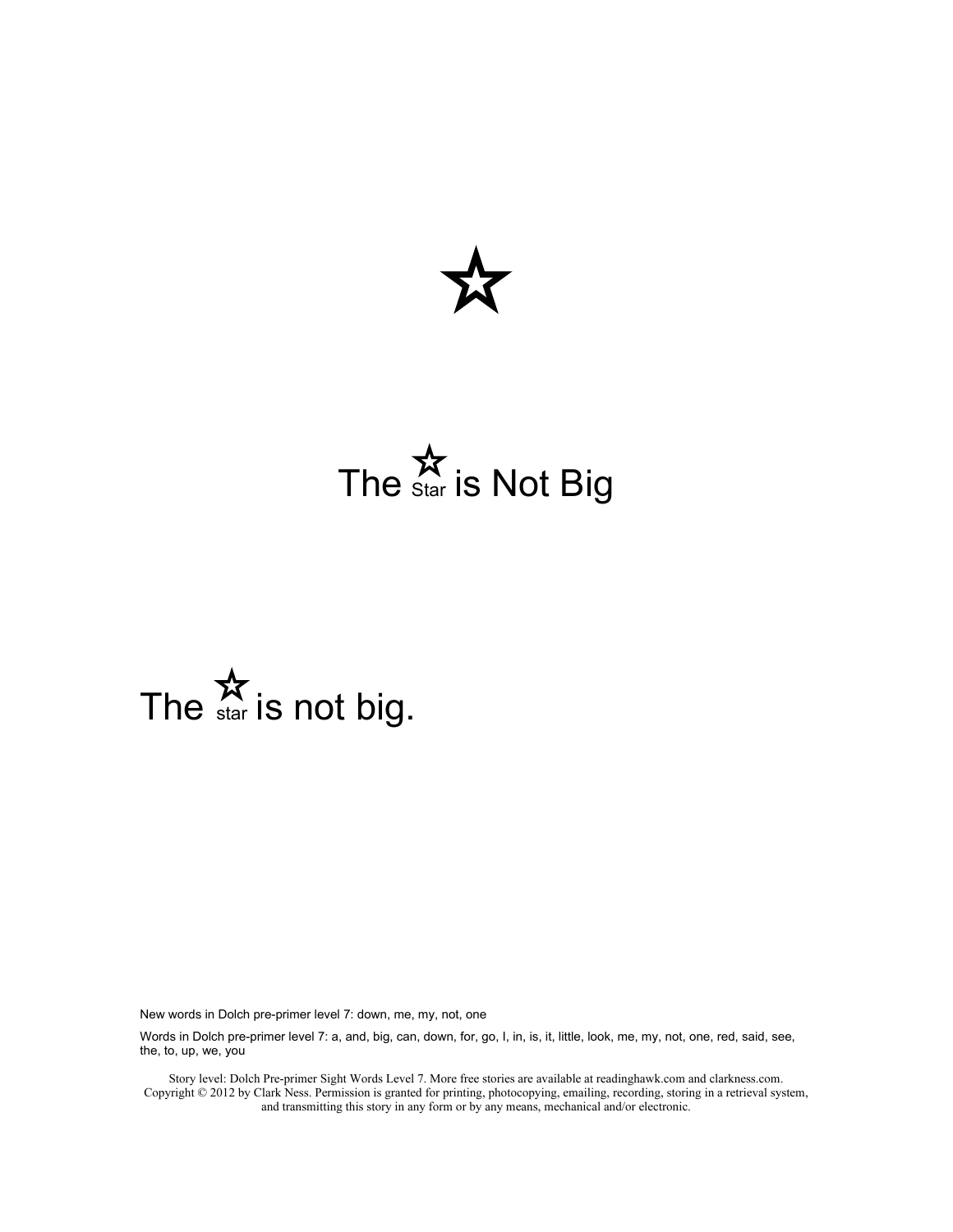☆

# The ☆ star is Not Big

The ☆ star is not big.

New words in Dolch pre-primer level 7: down, me, my, not, one

Words in Dolch pre-primer level 7: a, and, big, can, down, for, go, I, in, is, it, little, look, me, my, not, one, red, said, see, the, to, up, we, you

Story level: Dolch Pre-primer Sight Words Level 7. More free stories are available at readinghawk.com and clarkness.com. Copyright © 2012 by Clark Ness. Permission is granted for printing, photocopying, emailing, recording, storing in a retrieval system, and transmitting this story in any form or by any means, mechanical and/or electronic.